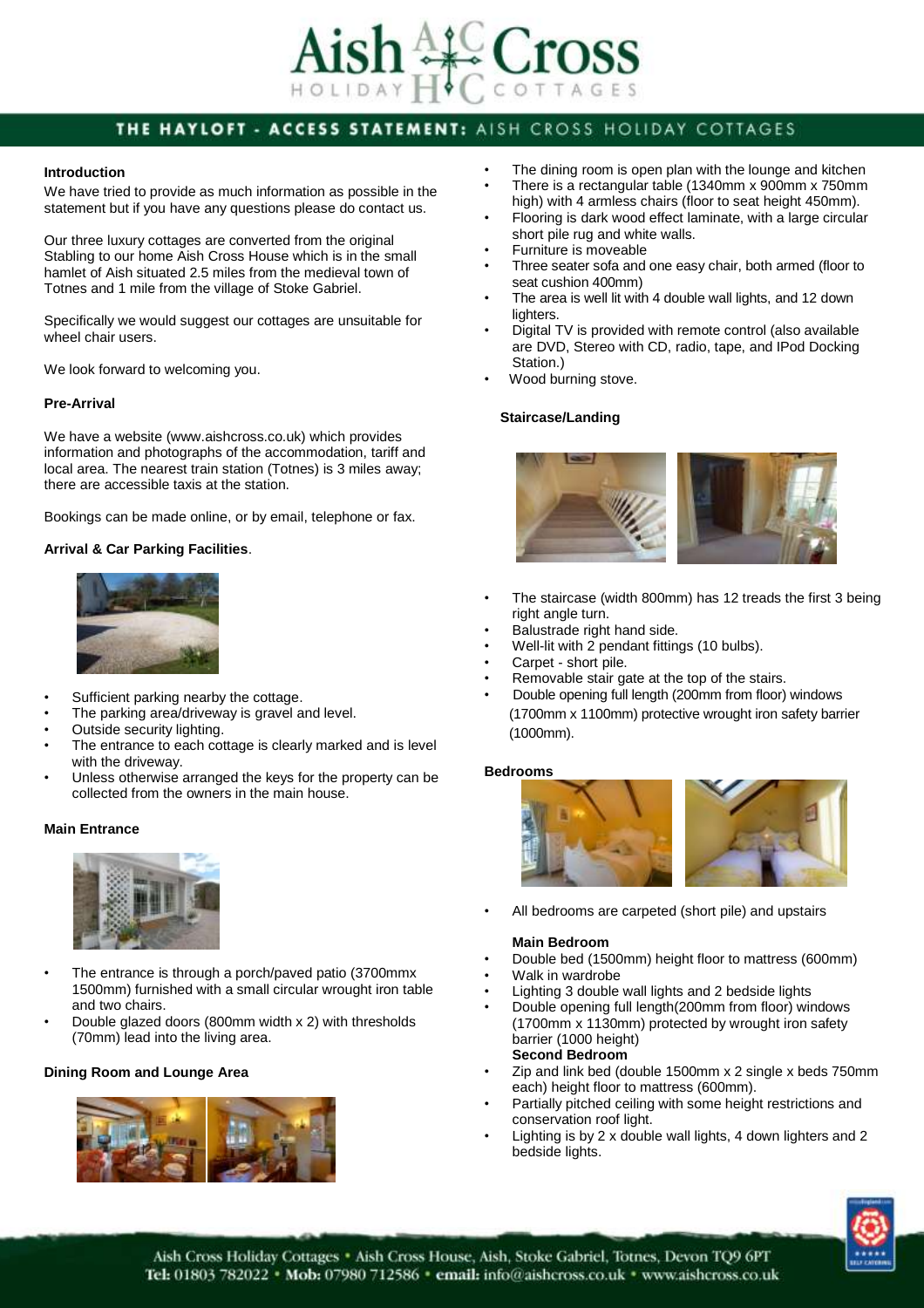# THE HAYLOFT - ACCESS STATEMENT: AISH CROSS HOLIDAY COTTAGES

### Introduction

We have tried to provide as much information as possible in the statement but if you have any questions please do contact us.

Our three luxury cottages are converted from the original Stabling to our home Aish Cross House which is in the small hamlet of Aish situated 2.5 miles from the medieval town of Totnes and 1 mile from the village of Stoke Gabriel.

Specifically we would suggest our cottages are unsuitable for wheel chair users.

We look forward to welcoming you.

### Pre-Arrival

We have a website (www.aishcross.co.uk) which provides information and photographs of the accommodation, tariff and local area. The nearest train station (Totnes) is 3 miles away; there are accessible taxis at the station.

Bookings can be made online, or by email, telephone or fax.

### Arrival & Car Parking Facilities.

- Sufficient parking nearby the cottage.
- The parking area/driveway is gravel and level.
- Outside security lighting.
- The entrance to each cottage is clearly marked and is level with the driveway.
- Unless otherwise arranged the keys for the property can be collected from the owners in the main house.

### Main Entrance

- The entrance is through a porch/paved patio (3700mmx 1500mm) furnished with a small circular wrought iron table and two chairs.
- Double glazed doors (800mm width x 2) with thresholds (70mm) lead into the living area.

### Dining Room and Lounge Area

- The dining room is open plan with the lounge and kitchen
- There is a rectangular table (1340mm x 900mm x 750mm high) with 4 armless chairs (floor to seat height 450mm).
- Flooring is dark wood effect laminate, with a large circular short pile rug and white walls.
- Furniture is moveable
- Three seater sofa and one easy chair, both armed (floor to seat cushion 400mm)
- The area is well lit with 4 double wall lights, and 12 down lighters.
- Digital TV is provided with remote control (also available are DVD, Stereo with CD, radio, tape, and IPod Docking Station.)
- Wood burning stove.

### Staircase/Landing

- The staircase (width 800mm) has 12 treads the first 3 being right angle turn.
- Balustrade right hand side.
- Well-lit with 2 pendant fittings (10 bulbs).
- Carpet - short pile.
- Removable stair gate at the top of the stairs.
- Double opening full length (200mm from floor) windows (1700mm x 1100mm) protective wrought iron safety barrier (1000mm).

### Bedrooms

- All bedrooms are carpeted (short pile) and upstairs

**Main Bedroom**

- Double bed (1500mm) height floor to mattress (600mm)
- Walk in wardrobe
- Lighting 3 double wall lights and 2 bedside lights
- Double opening full length(200mm from floor) windows (1700mm x 1130mm) protected by wrought iron safety barrier (1000 height)

**Second Bedroom**

- Zip and link bed (double 1500mm x 2 single x beds 750mm each) height floor to mattress (600mm).
- Partially pitched ceiling with some height restrictions and conservation roof light.
- Lighting is by 2 x double wall lights, 4 down lighters and 2 bedside lights.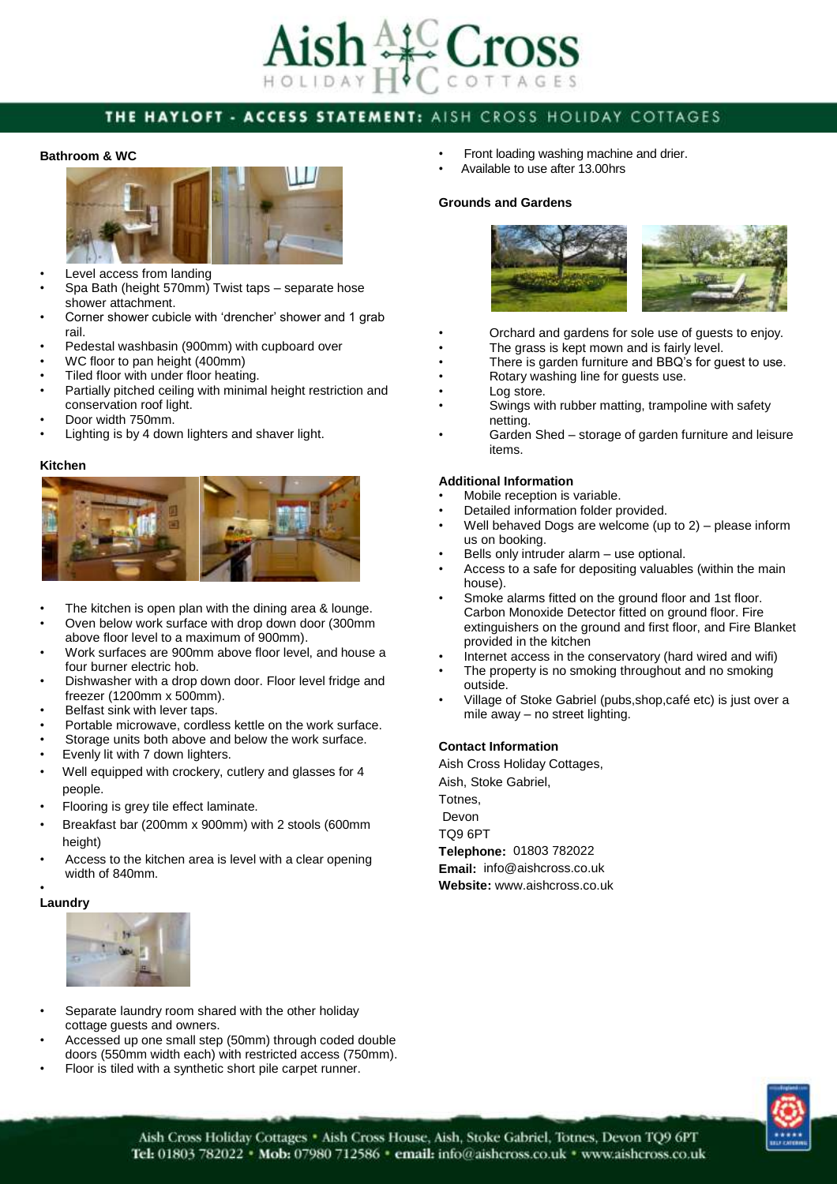# THE HAYLOFT - ACCESS STATEMENT: AISH CROSS HOLIDAY COTTAGES

**Bathroom & WC**

- Level access from landing
- Spa Bath (height 570mm) Twist taps – separate hose shower attachment.
- Corner shower cubicle with 'drencher' shower and 1 grab rail.
- Pedestal washbasin (900mm) with cupboard over
- WC floor to pan height (400mm)
- Tiled floor with under floor heating.
- Partially pitched ceiling with minimal height restriction and conservation roof light.
- Door width 750mm.
- Lighting is by 4 down lighters and shaver light.

**Kitchen**

- The kitchen is open plan with the dining area & lounge.
- Oven below work surface with drop down door (300mm above floor level to a maximum of 900mm).
- Work surfaces are 900mm above floor level, and house a four burner electric hob.
- Dishwasher with a drop down door. Floor level fridge and freezer (1200mm x 500mm).
- Belfast sink with lever taps.
- Portable microwave, cordless kettle on the work surface.
- Storage units both above and below the work surface.
- Evenly lit with 7 down lighters.
- Well equipped with crockery, cutlery and glasses for 4 people.
- Flooring is grey tile effect laminate.
- Breakfast bar (200mm x 900mm) with 2 stools (600mm height)
- Access to the kitchen area is level with a clear opening width of 840mm.

**Laundry**

- Separate laundry room shared with the other holiday cottage guests and owners.
- Accessed up one small step (50mm) through coded double doors (550mm width each) with restricted access (750mm).
- Floor is tiled with a synthetic short pile carpet runner.
- Front loading washing machine and drier.
- Available to use after 13.00hrs

**Grounds and Gardens**

- Orchard and gardens for sole use of guests to enjoy.
- The grass is kept mown and is fairly level.
- There is garden furniture and BBQ's for guest to use.
- Rotary washing line for guests use.
- Log store.
- Swings with rubber matting, trampoline with safety netting.
- Garden Shed – storage of garden furniture and leisure items.

**Additional Information**

- Mobile reception is variable.
- Detailed information folder provided.
- Well behaved Dogs are welcome (up to 2) – please inform us on booking.
- Bells only intruder alarm – use optional.
- Access to a safe for depositing valuables (within the main house).
- Smoke alarms fitted on the ground floor and 1st floor. Carbon Monoxide Detector fitted on ground floor. Fire extinguishers on the ground and first floor, and Fire Blanket provided in the kitchen
- Internet access in the conservatory (hard wired and wifi)
- The property is no smoking throughout and no smoking outside.
- Village of Stoke Gabriel (pubs,shop,café etc) is just over a mile away – no street lighting.

**Contact Information**

Aish Cross Holiday Cottages,
Aish, Stoke Gabriel,
Totnes,
Devon
TQ9 6PT
**Telephone:** 01803 782022
**Email:** info@aishcross.co.uk
**Website:** www.aishcross.co.uk